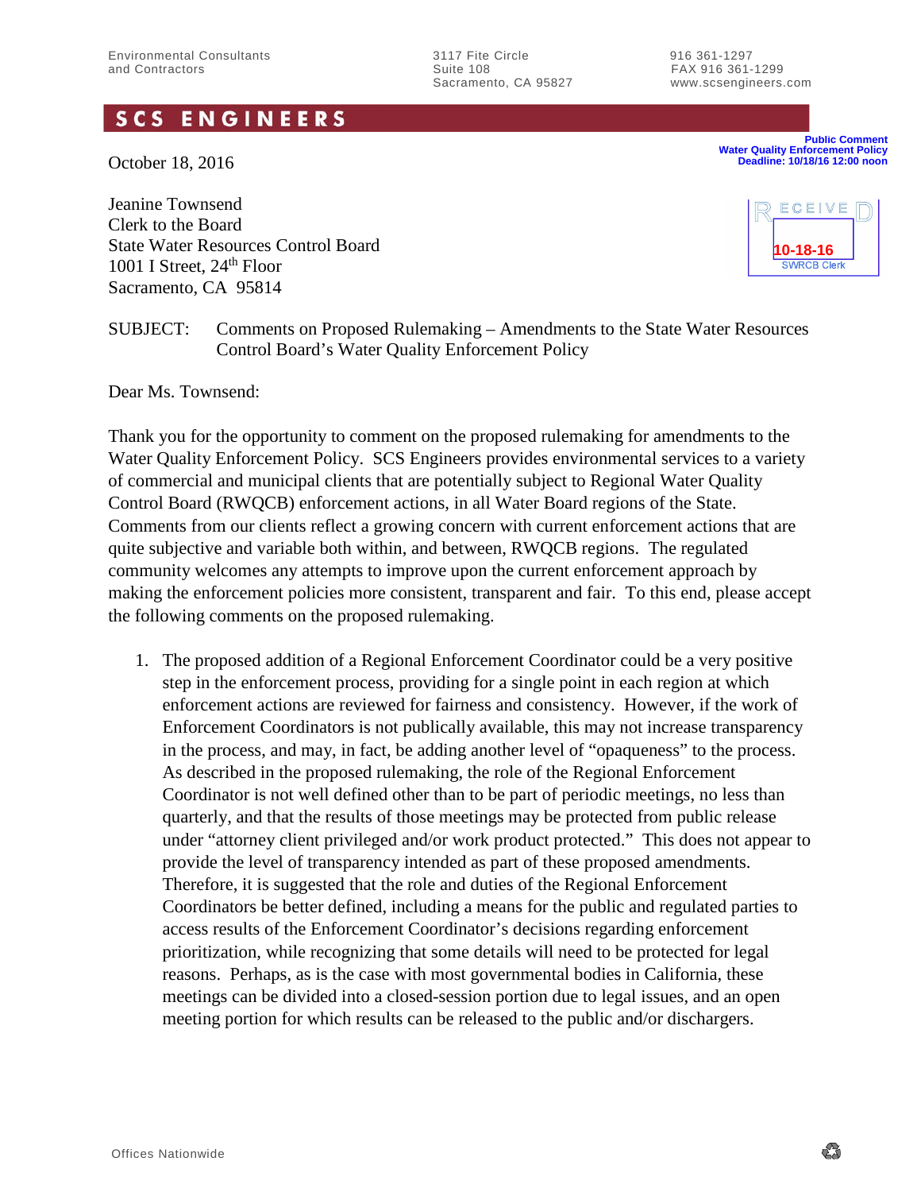Environmental Consultants and Contractors

3117 Fite Circle
Suite 108
Sacramento, CA 95827

916 361-1297
FAX 916 361-1299
www.scsengineers.com

# SCS ENGINEERS

**Public Comment**
**Water Quality Enforcement Policy**
**Deadline: 10/18/16 12:00 noon**

RECEIVED
10-18-16
SWRCB Clerk

October 18, 2016

Jeanine Townsend
Clerk to the Board
State Water Resources Control Board
1001 I Street, 24th Floor
Sacramento, CA 95814

SUBJECT: Comments on Proposed Rulemaking – Amendments to the State Water Resources Control Board's Water Quality Enforcement Policy

Dear Ms. Townsend:

Thank you for the opportunity to comment on the proposed rulemaking for amendments to the Water Quality Enforcement Policy. SCS Engineers provides environmental services to a variety of commercial and municipal clients that are potentially subject to Regional Water Quality Control Board (RWQCB) enforcement actions, in all Water Board regions of the State. Comments from our clients reflect a growing concern with current enforcement actions that are quite subjective and variable both within, and between, RWQCB regions. The regulated community welcomes any attempts to improve upon the current enforcement approach by making the enforcement policies more consistent, transparent and fair. To this end, please accept the following comments on the proposed rulemaking.

1. The proposed addition of a Regional Enforcement Coordinator could be a very positive step in the enforcement process, providing for a single point in each region at which enforcement actions are reviewed for fairness and consistency. However, if the work of Enforcement Coordinators is not publically available, this may not increase transparency in the process, and may, in fact, be adding another level of "opaqueness" to the process. As described in the proposed rulemaking, the role of the Regional Enforcement Coordinator is not well defined other than to be part of periodic meetings, no less than quarterly, and that the results of those meetings may be protected from public release under "attorney client privileged and/or work product protected." This does not appear to provide the level of transparency intended as part of these proposed amendments. Therefore, it is suggested that the role and duties of the Regional Enforcement Coordinators be better defined, including a means for the public and regulated parties to access results of the Enforcement Coordinator's decisions regarding enforcement prioritization, while recognizing that some details will need to be protected for legal reasons. Perhaps, as is the case with most governmental bodies in California, these meetings can be divided into a closed-session portion due to legal issues, and an open meeting portion for which results can be released to the public and/or dischargers.

Offices Nationwide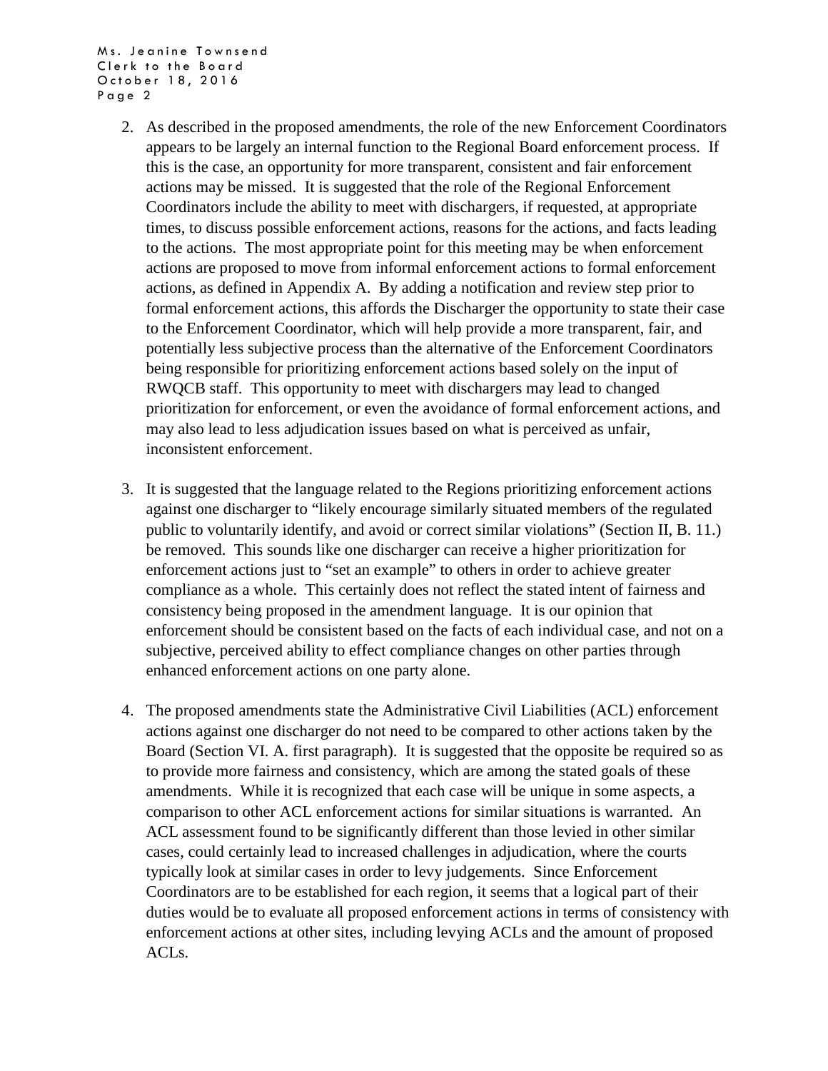2. As described in the proposed amendments, the role of the new Enforcement Coordinators appears to be largely an internal function to the Regional Board enforcement process. If this is the case, an opportunity for more transparent, consistent and fair enforcement actions may be missed. It is suggested that the role of the Regional Enforcement Coordinators include the ability to meet with dischargers, if requested, at appropriate times, to discuss possible enforcement actions, reasons for the actions, and facts leading to the actions. The most appropriate point for this meeting may be when enforcement actions are proposed to move from informal enforcement actions to formal enforcement actions, as defined in Appendix A. By adding a notification and review step prior to formal enforcement actions, this affords the Discharger the opportunity to state their case to the Enforcement Coordinator, which will help provide a more transparent, fair, and potentially less subjective process than the alternative of the Enforcement Coordinators being responsible for prioritizing enforcement actions based solely on the input of RWQCB staff. This opportunity to meet with dischargers may lead to changed prioritization for enforcement, or even the avoidance of formal enforcement actions, and may also lead to less adjudication issues based on what is perceived as unfair, inconsistent enforcement.

3. It is suggested that the language related to the Regions prioritizing enforcement actions against one discharger to "likely encourage similarly situated members of the regulated public to voluntarily identify, and avoid or correct similar violations" (Section II, B. 11.) be removed. This sounds like one discharger can receive a higher prioritization for enforcement actions just to "set an example" to others in order to achieve greater compliance as a whole. This certainly does not reflect the stated intent of fairness and consistency being proposed in the amendment language. It is our opinion that enforcement should be consistent based on the facts of each individual case, and not on a subjective, perceived ability to effect compliance changes on other parties through enhanced enforcement actions on one party alone.

4. The proposed amendments state the Administrative Civil Liabilities (ACL) enforcement actions against one discharger do not need to be compared to other actions taken by the Board (Section VI. A. first paragraph). It is suggested that the opposite be required so as to provide more fairness and consistency, which are among the stated goals of these amendments. While it is recognized that each case will be unique in some aspects, a comparison to other ACL enforcement actions for similar situations is warranted. An ACL assessment found to be significantly different than those levied in other similar cases, could certainly lead to increased challenges in adjudication, where the courts typically look at similar cases in order to levy judgements. Since Enforcement Coordinators are to be established for each region, it seems that a logical part of their duties would be to evaluate all proposed enforcement actions in terms of consistency with enforcement actions at other sites, including levying ACLs and the amount of proposed ACLs.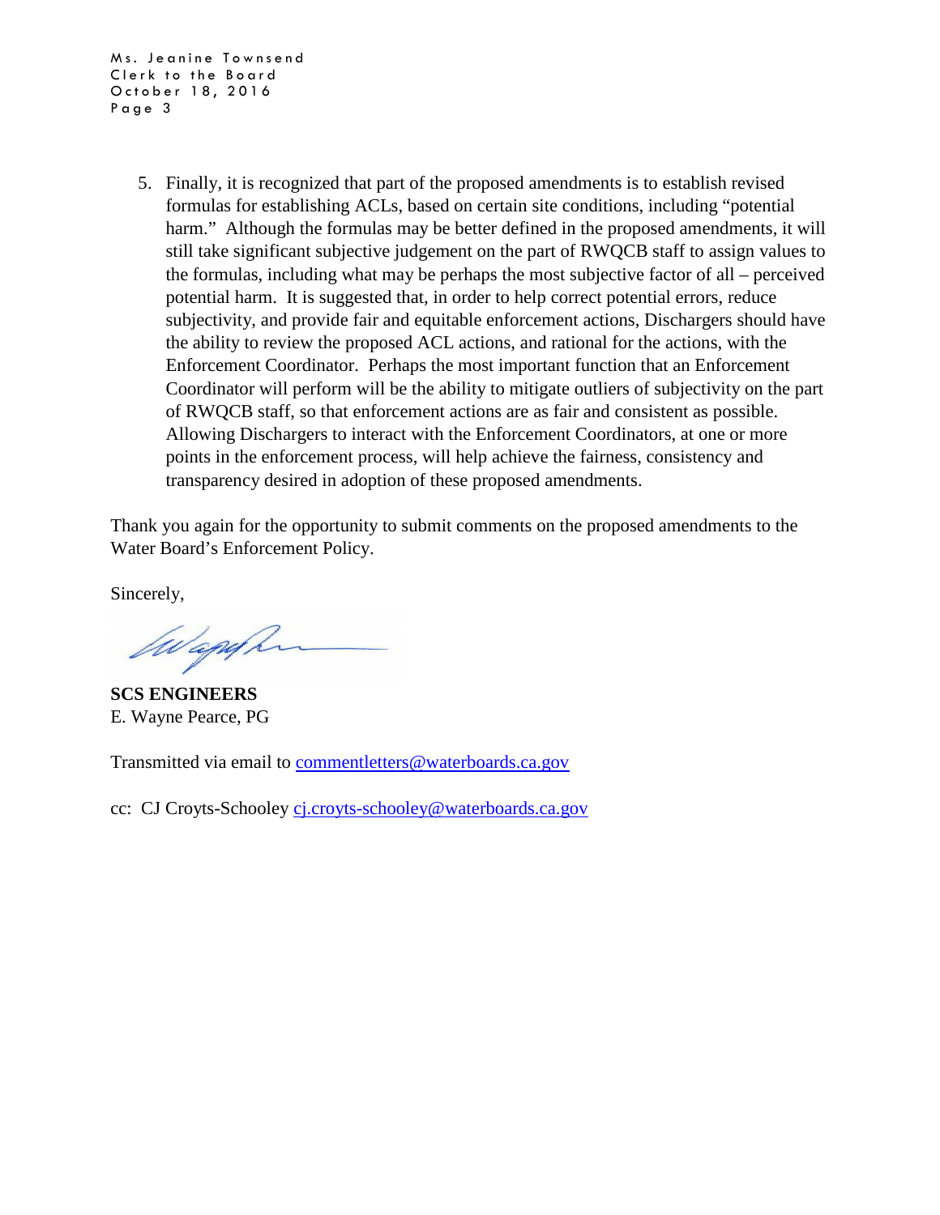5. Finally, it is recognized that part of the proposed amendments is to establish revised formulas for establishing ACLs, based on certain site conditions, including "potential harm." Although the formulas may be better defined in the proposed amendments, it will still take significant subjective judgement on the part of RWQCB staff to assign values to the formulas, including what may be perhaps the most subjective factor of all – perceived potential harm. It is suggested that, in order to help correct potential errors, reduce subjectivity, and provide fair and equitable enforcement actions, Dischargers should have the ability to review the proposed ACL actions, and rational for the actions, with the Enforcement Coordinator. Perhaps the most important function that an Enforcement Coordinator will perform will be the ability to mitigate outliers of subjectivity on the part of RWQCB staff, so that enforcement actions are as fair and consistent as possible. Allowing Dischargers to interact with the Enforcement Coordinators, at one or more points in the enforcement process, will help achieve the fairness, consistency and transparency desired in adoption of these proposed amendments.

Thank you again for the opportunity to submit comments on the proposed amendments to the Water Board's Enforcement Policy.

Sincerely,

**SCS ENGINEERS**
E. Wayne Pearce, PG

Transmitted via email to commentletters@waterboards.ca.gov

cc: CJ Croyts-Schooley cj.croyts-schooley@waterboards.ca.gov